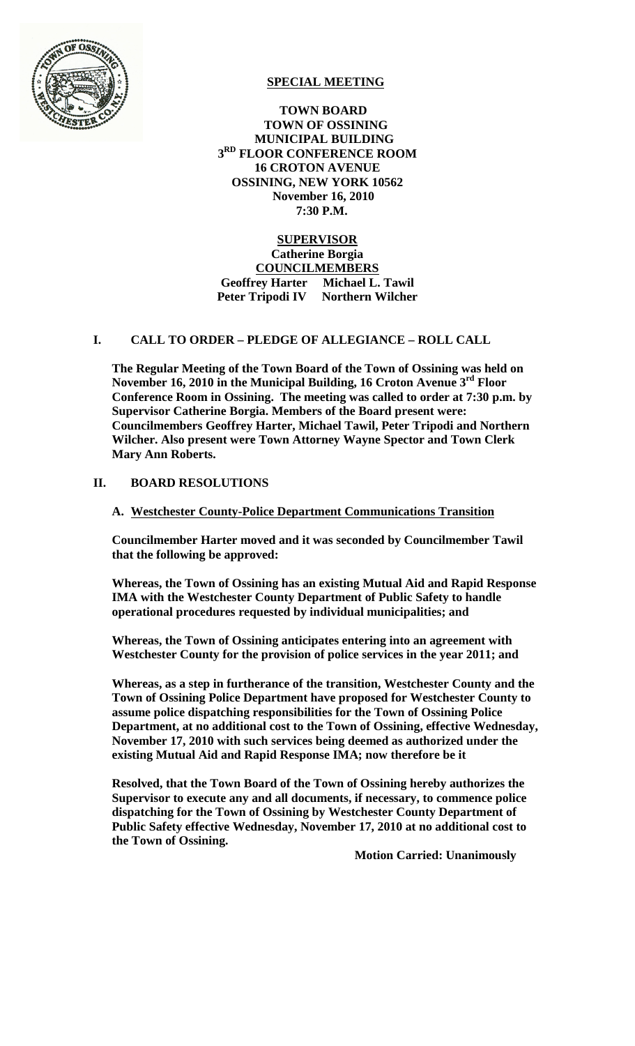# SPECIAL MEETING

**TOWN BOARD**
**TOWN OF OSSINING**
**MUNICIPAL BUILDING**
**3RD FLOOR CONFERENCE ROOM**
**16 CROTON AVENUE**
**OSSINING, NEW YORK 10562**
**November 16, 2010**
**7:30 P.M.**

**SUPERVISOR**
**Catherine Borgia**
**COUNCILMEMBERS**
**Geoffrey Harter   Michael L. Tawil**
**Peter Tripodi IV   Northern Wilcher**

## I. CALL TO ORDER – PLEDGE OF ALLEGIANCE – ROLL CALL

**The Regular Meeting of the Town Board of the Town of Ossining was held on November 16, 2010 in the Municipal Building, 16 Croton Avenue 3rd Floor Conference Room in Ossining. The meeting was called to order at 7:30 p.m. by Supervisor Catherine Borgia. Members of the Board present were: Councilmembers Geoffrey Harter, Michael Tawil, Peter Tripodi and Northern Wilcher. Also present were Town Attorney Wayne Spector and Town Clerk Mary Ann Roberts.**

## II. BOARD RESOLUTIONS

### A. Westchester County-Police Department Communications Transition

**Councilmember Harter moved and it was seconded by Councilmember Tawil that the following be approved:**

**Whereas, the Town of Ossining has an existing Mutual Aid and Rapid Response IMA with the Westchester County Department of Public Safety to handle operational procedures requested by individual municipalities; and**

**Whereas, the Town of Ossining anticipates entering into an agreement with Westchester County for the provision of police services in the year 2011; and**

**Whereas, as a step in furtherance of the transition, Westchester County and the Town of Ossining Police Department have proposed for Westchester County to assume police dispatching responsibilities for the Town of Ossining Police Department, at no additional cost to the Town of Ossining, effective Wednesday, November 17, 2010 with such services being deemed as authorized under the existing Mutual Aid and Rapid Response IMA; now therefore be it**

**Resolved, that the Town Board of the Town of Ossining hereby authorizes the Supervisor to execute any and all documents, if necessary, to commence police dispatching for the Town of Ossining by Westchester County Department of Public Safety effective Wednesday, November 17, 2010 at no additional cost to the Town of Ossining.**

**Motion Carried: Unanimously**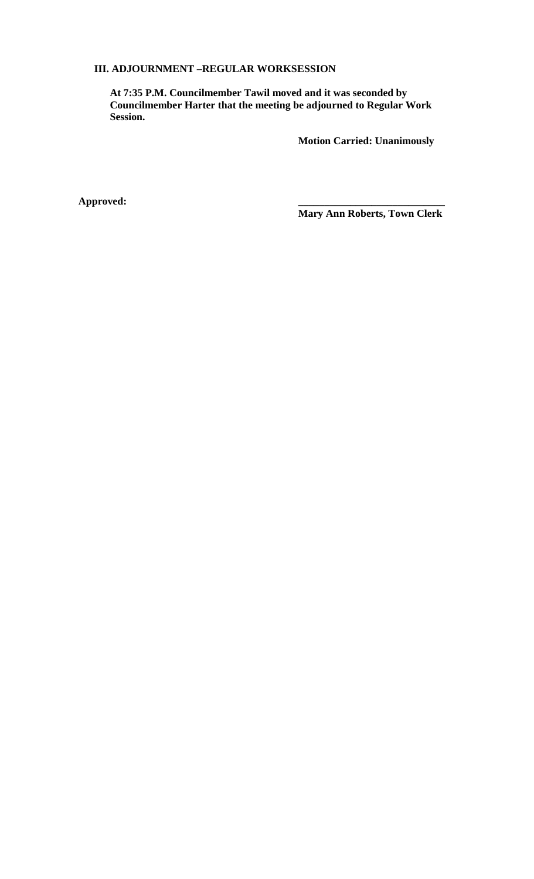### III. ADJOURNMENT –REGULAR WORKSESSION

**At 7:35 P.M. Councilmember Tawil moved and it was seconded by Councilmember Harter that the meeting be adjourned to Regular Work Session.**

**Motion Carried: Unanimously**

**Approved:**

**____________________________**
**Mary Ann Roberts, Town Clerk**